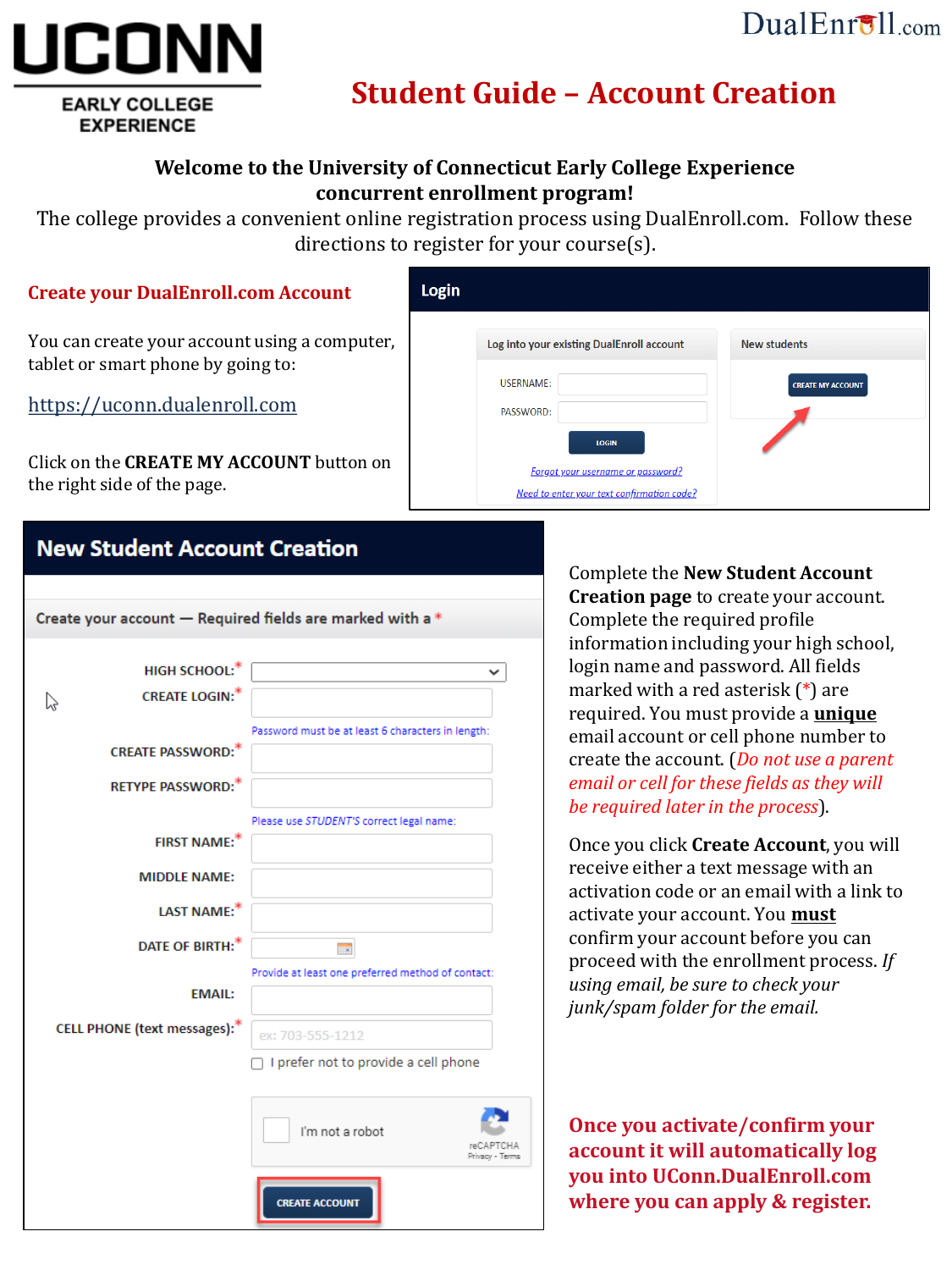# UCONN EARLY COLLEGE EXPERIENCE

DualEnroll.com

# Student Guide – Account Creation

**Welcome to the University of Connecticut Early College Experience concurrent enrollment program!**

The college provides a convenient online registration process using DualEnroll.com. Follow these directions to register for your course(s).

## Create your DualEnroll.com Account

You can create your account using a computer, tablet or smart phone by going to:

https://uconn.dualenroll.com

Click on the **CREATE MY ACCOUNT** button on the right side of the page.

**Login**

Log into your existing DualEnroll account

USERNAME:

PASSWORD:

LOGIN

Forgot your username or password?

Need to enter your text confirmation code?

New students

CREATE MY ACCOUNT

**New Student Account Creation**

Create your account — Required fields are marked with a *

HIGH SCHOOL:*

CREATE LOGIN:*

Password must be at least 6 characters in length:

CREATE PASSWORD:*

RETYPE PASSWORD:*

Please use *STUDENT'S* correct legal name:

FIRST NAME:*

MIDDLE NAME:

LAST NAME:*

DATE OF BIRTH:*

Provide at least one preferred method of contact:

EMAIL:

CELL PHONE (text messages):* ex: 703-555-1212

I prefer not to provide a cell phone

I'm not a robot

CREATE ACCOUNT

Complete the **New Student Account Creation page** to create your account. Complete the required profile information including your high school, login name and password. All fields marked with a red asterisk (*) are required. You must provide a **unique** email account or cell phone number to create the account. (*Do not use a parent email or cell for these fields as they will be required later in the process*).

Once you click **Create Account**, you will receive either a text message with an activation code or an email with a link to activate your account. You **must** confirm your account before you can proceed with the enrollment process. *If using email, be sure to check your junk/spam folder for the email.*

**Once you activate/confirm your account it will automatically log you into UConn.DualEnroll.com where you can apply & register.**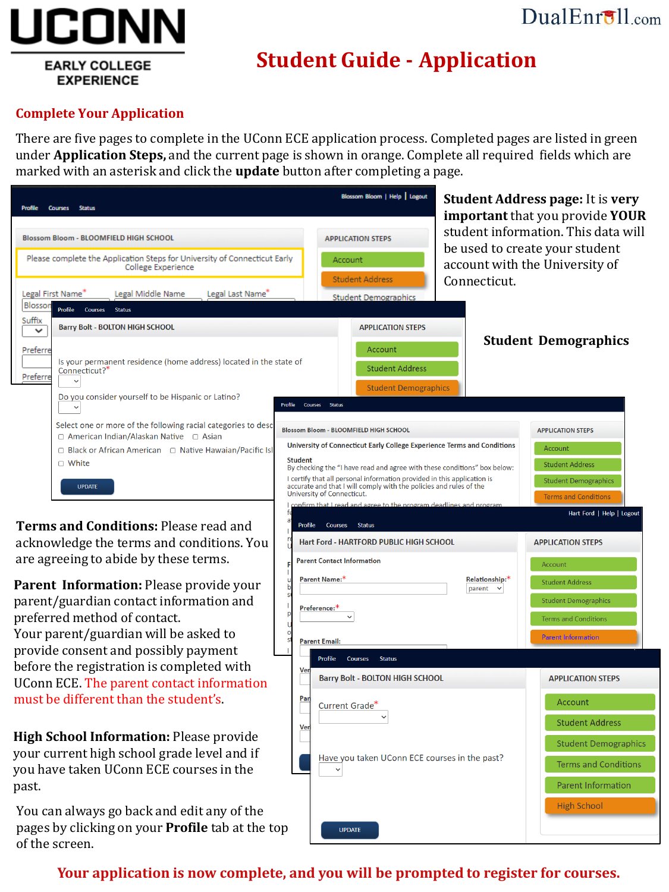# Student Guide - Application

## Complete Your Application

There are five pages to complete in the UConn ECE application process. Completed pages are listed in green under **Application Steps,** and the current page is shown in orange. Complete all required fields which are marked with an asterisk and click the **update** button after completing a page.

**Student Address page:** It is **very important** that you provide **YOUR** student information. This data will be used to create your student account with the University of Connecticut.

**Student Demographics**

**Terms and Conditions:** Please read and acknowledge the terms and conditions. You are agreeing to abide by these terms.

**Parent Information:** Please provide your parent/guardian contact information and preferred method of contact.
Your parent/guardian will be asked to provide consent and possibly payment before the registration is completed with UConn ECE. The parent contact information must be different than the student's.

**High School Information:** Please provide your current high school grade level and if you have taken UConn ECE courses in the past.

You can always go back and edit any of the pages by clicking on your **Profile** tab at the top of the screen.

**Your application is now complete, and you will be prompted to register for courses.**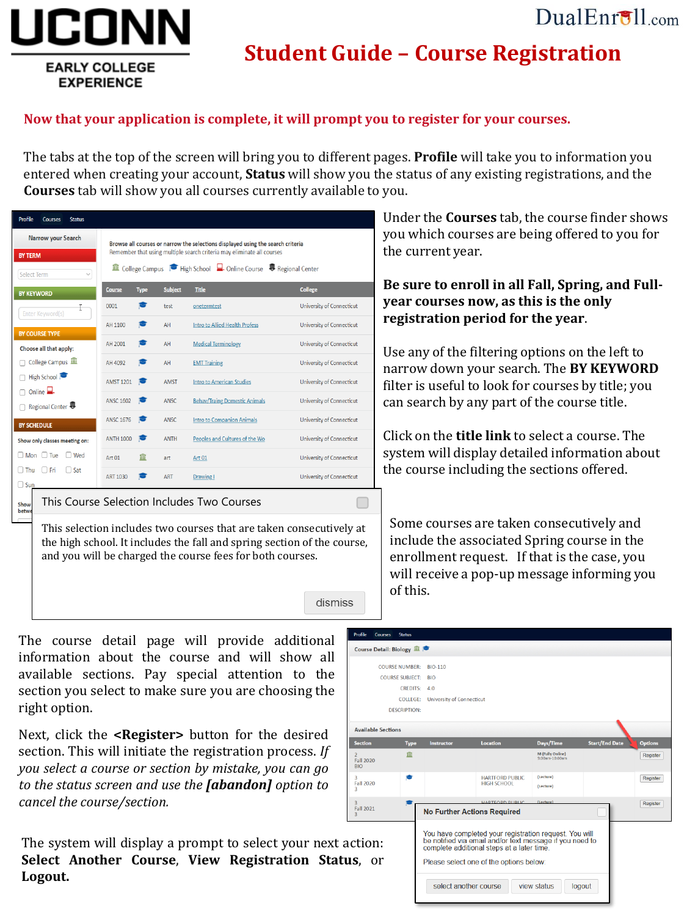UCONN EARLY COLLEGE EXPERIENCE

DualEnroll.com

# Student Guide – Course Registration

**Now that your application is complete, it will prompt you to register for your courses.**

The tabs at the top of the screen will bring you to different pages. **Profile** will take you to information you entered when creating your account, **Status** will show you the status of any existing registrations, and the **Courses** tab will show you all courses currently available to you.

Under the **Courses** tab, the course finder shows you which courses are being offered to you for the current year.

**Be sure to enroll in all Fall, Spring, and Full-year courses now, as this is the only registration period for the year.**

Use any of the filtering options on the left to narrow down your search. The **BY KEYWORD** filter is useful to look for courses by title; you can search by any part of the course title.

Click on the **title link** to select a course. The system will display detailed information about the course including the sections offered.

Some courses are taken consecutively and include the associated Spring course in the enrollment request. If that is the case, you will receive a pop-up message informing you of this.

The course detail page will provide additional information about the course and will show all available sections. Pay special attention to the section you select to make sure you are choosing the right option.

Next, click the **<Register>** button for the desired section. This will initiate the registration process. *If you select a course or section by mistake, you can go to the status screen and use the* ***[abandon]*** *option to cancel the course/section.*

The system will display a prompt to select your next action: **Select Another Course**, **View Registration Status**, or **Logout.**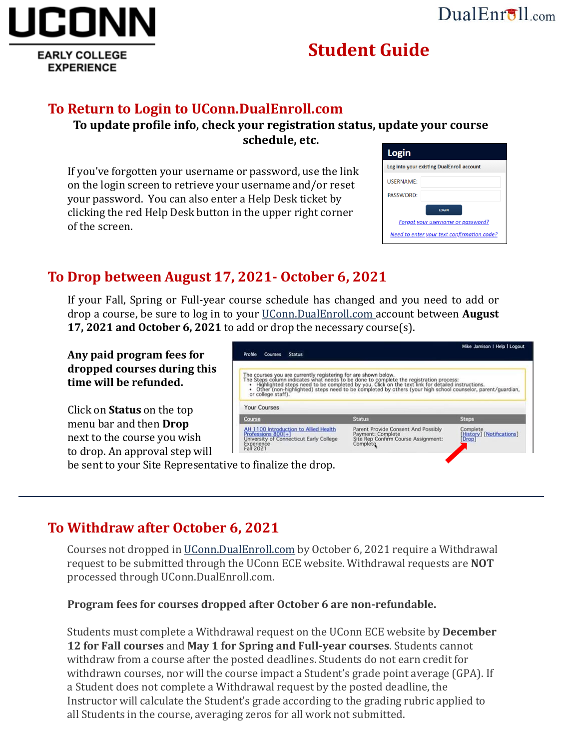UCONN EARLY COLLEGE EXPERIENCE

DualEnroll.com

# Student Guide

## To Return to Login to UConn.DualEnroll.com

**To update profile info, check your registration status, update your course schedule, etc.**

If you've forgotten your username or password, use the link on the login screen to retrieve your username and/or reset your password. You can also enter a Help Desk ticket by clicking the red Help Desk button in the upper right corner of the screen.

Login

Log into your existing DualEnroll account

USERNAME:

PASSWORD:

LOGIN

Forgot your username or password?

Need to enter your text confirmation code?

## To Drop between August 17, 2021- October 6, 2021

If your Fall, Spring or Full-year course schedule has changed and you need to add or drop a course, be sure to log in to your UConn.DualEnroll.com account between **August 17, 2021 and October 6, 2021** to add or drop the necessary course(s).

**Any paid program fees for dropped courses during this time will be refunded.**

Click on **Status** on the top menu bar and then **Drop** next to the course you wish to drop. An approval step will be sent to your Site Representative to finalize the drop.

Mike Jamison | Help | Logout

Profile Courses Status

The courses you are currently registering for are shown below.
The Steps column indicates what needs to be done to complete the registration process:
- Highlighted steps need to be completed by you. Click on the text link for detailed instructions.
- Other (non-highlighted) steps need to be completed by others (your high school counselor, parent/guardian, or college staff).

Your Courses

| Course | Status | Steps |
| --- | --- | --- |
| AH 1100 Introduction to Allied Health Professions 800 [+] University of Connecticut Early College Experience Fall 2021 | Parent Provide Consent And Possibly Payment: Complete Site Rep Confirm Course Assignment: Complete | Complete [History] [Notifications] [Drop] |

## To Withdraw after October 6, 2021

Courses not dropped in UConn.DualEnroll.com by October 6, 2021 require a Withdrawal request to be submitted through the UConn ECE website. Withdrawal requests are **NOT** processed through UConn.DualEnroll.com.

**Program fees for courses dropped after October 6 are non-refundable.**

Students must complete a Withdrawal request on the UConn ECE website by **December 12 for Fall courses** and **May 1 for Spring and Full-year courses**. Students cannot withdraw from a course after the posted deadlines. Students do not earn credit for withdrawn courses, nor will the course impact a Student's grade point average (GPA). If a Student does not complete a Withdrawal request by the posted deadline, the Instructor will calculate the Student's grade according to the grading rubric applied to all Students in the course, averaging zeros for all work not submitted.